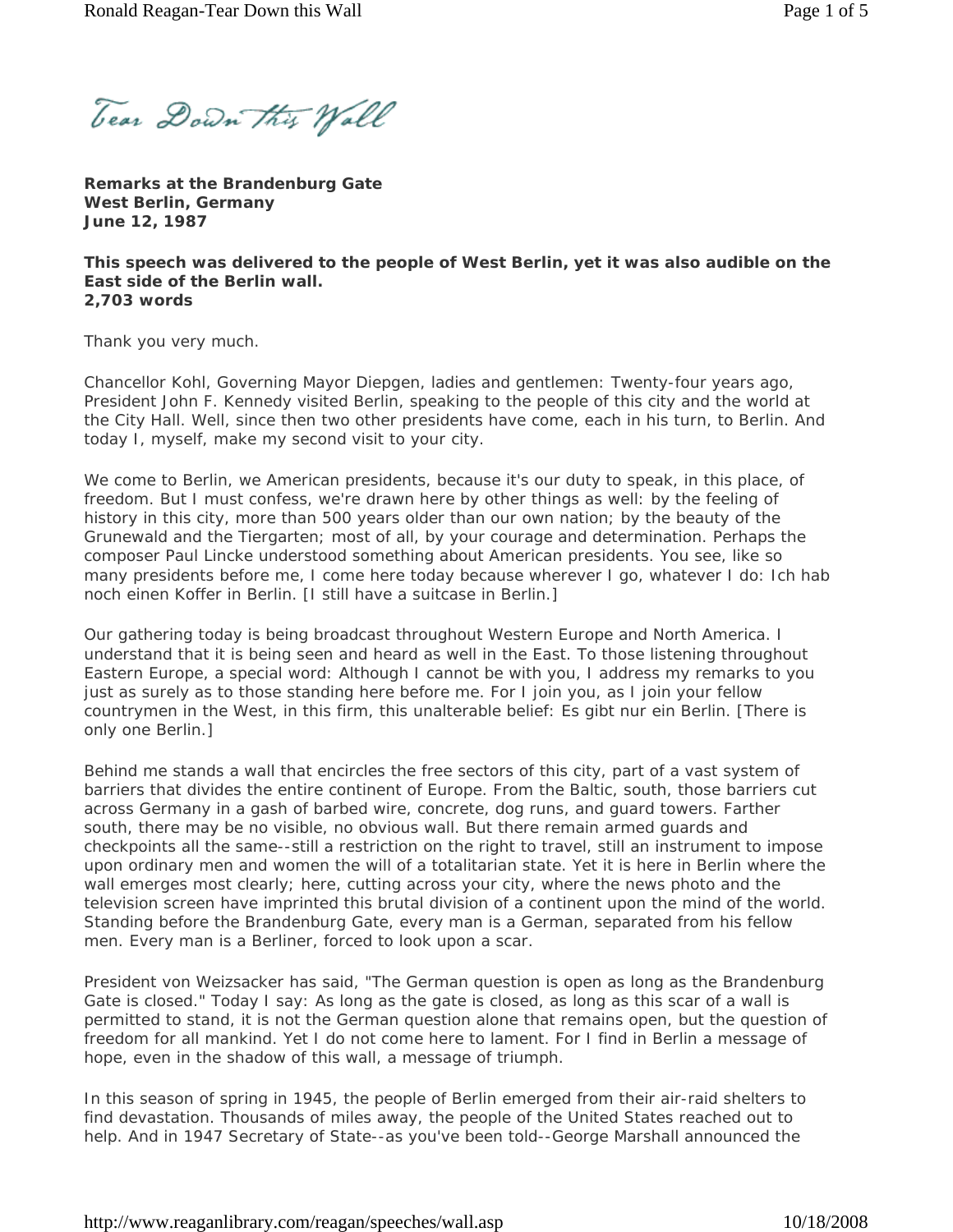# Tear Down this Wall

**Remarks at the Brandenburg Gate**
**West Berlin, Germany**
**June 12, 1987**

**This speech was delivered to the people of West Berlin, yet it was also audible on the East side of the Berlin wall.**
**2,703 words**

Thank you very much.

Chancellor Kohl, Governing Mayor Diepgen, ladies and gentlemen: Twenty-four years ago, President John F. Kennedy visited Berlin, speaking to the people of this city and the world at the City Hall. Well, since then two other presidents have come, each in his turn, to Berlin. And today I, myself, make my second visit to your city.

We come to Berlin, we American presidents, because it's our duty to speak, in this place, of freedom. But I must confess, we're drawn here by other things as well: by the feeling of history in this city, more than 500 years older than our own nation; by the beauty of the Grunewald and the Tiergarten; most of all, by your courage and determination. Perhaps the composer Paul Lincke understood something about American presidents. You see, like so many presidents before me, I come here today because wherever I go, whatever I do: *Ich hab noch einen Koffer in Berlin.* [I still have a suitcase in Berlin.]

Our gathering today is being broadcast throughout Western Europe and North America. I understand that it is being seen and heard as well in the East. To those listening throughout Eastern Europe, a special word: Although I cannot be with you, I address my remarks to you just as surely as to those standing here before me. For I join you, as I join your fellow countrymen in the West, in this firm, this unalterable belief: *Es gibt nur ein Berlin.* [There is only one Berlin.]

Behind me stands a wall that encircles the free sectors of this city, part of a vast system of barriers that divides the entire continent of Europe. From the Baltic, south, those barriers cut across Germany in a gash of barbed wire, concrete, dog runs, and guard towers. Farther south, there may be no visible, no obvious wall. But there remain armed guards and checkpoints all the same--still a restriction on the right to travel, still an instrument to impose upon ordinary men and women the will of a totalitarian state. Yet it is here in Berlin where the wall emerges most clearly; here, cutting across your city, where the news photo and the television screen have imprinted this brutal division of a continent upon the mind of the world. Standing before the Brandenburg Gate, every man is a German, separated from his fellow men. Every man is a Berliner, forced to look upon a scar.

President von Weizsacker has said, "The German question is open as long as the Brandenburg Gate is closed." Today I say: As long as the gate is closed, as long as this scar of a wall is permitted to stand, it is not the German question alone that remains open, but the question of freedom for all mankind. Yet I do not come here to lament. For I find in Berlin a message of hope, even in the shadow of this wall, a message of triumph.

In this season of spring in 1945, the people of Berlin emerged from their air-raid shelters to find devastation. Thousands of miles away, the people of the United States reached out to help. And in 1947 Secretary of State--as you've been told--George Marshall announced the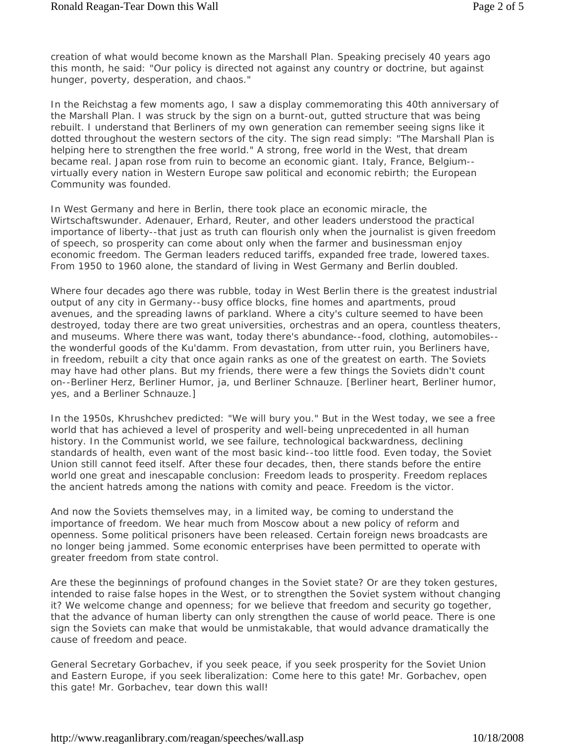creation of what would become known as the Marshall Plan. Speaking precisely 40 years ago this month, he said: "Our policy is directed not against any country or doctrine, but against hunger, poverty, desperation, and chaos."

In the Reichstag a few moments ago, I saw a display commemorating this 40th anniversary of the Marshall Plan. I was struck by the sign on a burnt-out, gutted structure that was being rebuilt. I understand that Berliners of my own generation can remember seeing signs like it dotted throughout the western sectors of the city. The sign read simply: "The Marshall Plan is helping here to strengthen the free world." A strong, free world in the West, that dream became real. Japan rose from ruin to become an economic giant. Italy, France, Belgium--virtually every nation in Western Europe saw political and economic rebirth; the European Community was founded.

In West Germany and here in Berlin, there took place an economic miracle, the Wirtschaftswunder. Adenauer, Erhard, Reuter, and other leaders understood the practical importance of liberty--that just as truth can flourish only when the journalist is given freedom of speech, so prosperity can come about only when the farmer and businessman enjoy economic freedom. The German leaders reduced tariffs, expanded free trade, lowered taxes. From 1950 to 1960 alone, the standard of living in West Germany and Berlin doubled.

Where four decades ago there was rubble, today in West Berlin there is the greatest industrial output of any city in Germany--busy office blocks, fine homes and apartments, proud avenues, and the spreading lawns of parkland. Where a city's culture seemed to have been destroyed, today there are two great universities, orchestras and an opera, countless theaters, and museums. Where there was want, today there's abundance--food, clothing, automobiles--the wonderful goods of the Ku'damm. From devastation, from utter ruin, you Berliners have, in freedom, rebuilt a city that once again ranks as one of the greatest on earth. The Soviets may have had other plans. But my friends, there were a few things the Soviets didn't count on--Berliner Herz, Berliner Humor, ja, und Berliner Schnauze. [Berliner heart, Berliner humor, yes, and a Berliner Schnauze.]

In the 1950s, Khrushchev predicted: "We will bury you." But in the West today, we see a free world that has achieved a level of prosperity and well-being unprecedented in all human history. In the Communist world, we see failure, technological backwardness, declining standards of health, even want of the most basic kind--too little food. Even today, the Soviet Union still cannot feed itself. After these four decades, then, there stands before the entire world one great and inescapable conclusion: Freedom leads to prosperity. Freedom replaces the ancient hatreds among the nations with comity and peace. Freedom is the victor.

And now the Soviets themselves may, in a limited way, be coming to understand the importance of freedom. We hear much from Moscow about a new policy of reform and openness. Some political prisoners have been released. Certain foreign news broadcasts are no longer being jammed. Some economic enterprises have been permitted to operate with greater freedom from state control.

Are these the beginnings of profound changes in the Soviet state? Or are they token gestures, intended to raise false hopes in the West, or to strengthen the Soviet system without changing it? We welcome change and openness; for we believe that freedom and security go together, that the advance of human liberty can only strengthen the cause of world peace. There is one sign the Soviets can make that would be unmistakable, that would advance dramatically the cause of freedom and peace.

General Secretary Gorbachev, if you seek peace, if you seek prosperity for the Soviet Union and Eastern Europe, if you seek liberalization: Come here to this gate! Mr. Gorbachev, open this gate! Mr. Gorbachev, tear down this wall!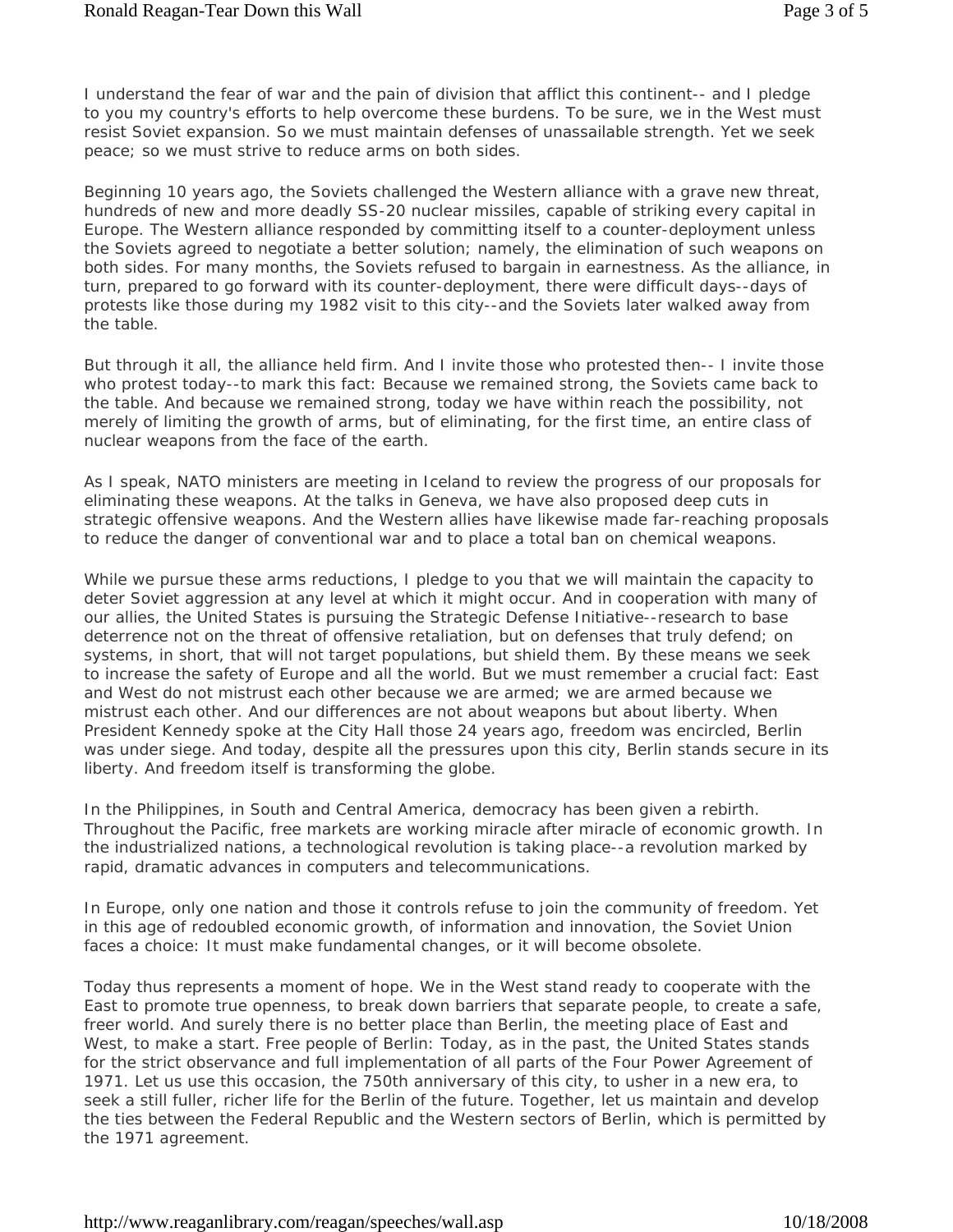I understand the fear of war and the pain of division that afflict this continent-- and I pledge to you my country's efforts to help overcome these burdens. To be sure, we in the West must resist Soviet expansion. So we must maintain defenses of unassailable strength. Yet we seek peace; so we must strive to reduce arms on both sides.

Beginning 10 years ago, the Soviets challenged the Western alliance with a grave new threat, hundreds of new and more deadly SS-20 nuclear missiles, capable of striking every capital in Europe. The Western alliance responded by committing itself to a counter-deployment unless the Soviets agreed to negotiate a better solution; namely, the elimination of such weapons on both sides. For many months, the Soviets refused to bargain in earnestness. As the alliance, in turn, prepared to go forward with its counter-deployment, there were difficult days--days of protests like those during my 1982 visit to this city--and the Soviets later walked away from the table.

But through it all, the alliance held firm. And I invite those who protested then-- I invite those who protest today--to mark this fact: Because we remained strong, the Soviets came back to the table. And because we remained strong, today we have within reach the possibility, not merely of limiting the growth of arms, but of eliminating, for the first time, an entire class of nuclear weapons from the face of the earth.

As I speak, NATO ministers are meeting in Iceland to review the progress of our proposals for eliminating these weapons. At the talks in Geneva, we have also proposed deep cuts in strategic offensive weapons. And the Western allies have likewise made far-reaching proposals to reduce the danger of conventional war and to place a total ban on chemical weapons.

While we pursue these arms reductions, I pledge to you that we will maintain the capacity to deter Soviet aggression at any level at which it might occur. And in cooperation with many of our allies, the United States is pursuing the Strategic Defense Initiative--research to base deterrence not on the threat of offensive retaliation, but on defenses that truly defend; on systems, in short, that will not target populations, but shield them. By these means we seek to increase the safety of Europe and all the world. But we must remember a crucial fact: East and West do not mistrust each other because we are armed; we are armed because we mistrust each other. And our differences are not about weapons but about liberty. When President Kennedy spoke at the City Hall those 24 years ago, freedom was encircled, Berlin was under siege. And today, despite all the pressures upon this city, Berlin stands secure in its liberty. And freedom itself is transforming the globe.

In the Philippines, in South and Central America, democracy has been given a rebirth. Throughout the Pacific, free markets are working miracle after miracle of economic growth. In the industrialized nations, a technological revolution is taking place--a revolution marked by rapid, dramatic advances in computers and telecommunications.

In Europe, only one nation and those it controls refuse to join the community of freedom. Yet in this age of redoubled economic growth, of information and innovation, the Soviet Union faces a choice: It must make fundamental changes, or it will become obsolete.

Today thus represents a moment of hope. We in the West stand ready to cooperate with the East to promote true openness, to break down barriers that separate people, to create a safe, freer world. And surely there is no better place than Berlin, the meeting place of East and West, to make a start. Free people of Berlin: Today, as in the past, the United States stands for the strict observance and full implementation of all parts of the Four Power Agreement of 1971. Let us use this occasion, the 750th anniversary of this city, to usher in a new era, to seek a still fuller, richer life for the Berlin of the future. Together, let us maintain and develop the ties between the Federal Republic and the Western sectors of Berlin, which is permitted by the 1971 agreement.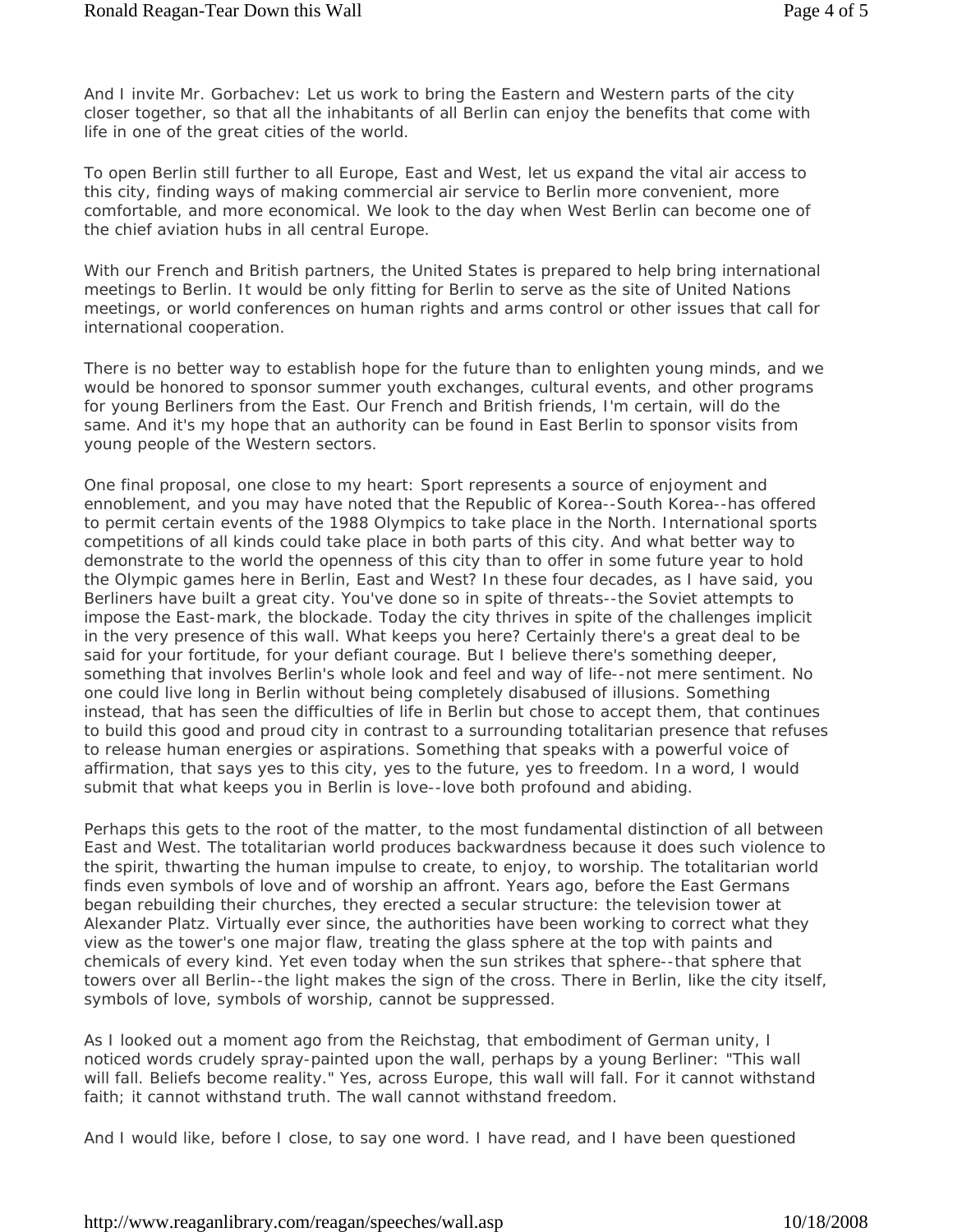And I invite Mr. Gorbachev: Let us work to bring the Eastern and Western parts of the city closer together, so that all the inhabitants of all Berlin can enjoy the benefits that come with life in one of the great cities of the world.

To open Berlin still further to all Europe, East and West, let us expand the vital air access to this city, finding ways of making commercial air service to Berlin more convenient, more comfortable, and more economical. We look to the day when West Berlin can become one of the chief aviation hubs in all central Europe.

With our French and British partners, the United States is prepared to help bring international meetings to Berlin. It would be only fitting for Berlin to serve as the site of United Nations meetings, or world conferences on human rights and arms control or other issues that call for international cooperation.

There is no better way to establish hope for the future than to enlighten young minds, and we would be honored to sponsor summer youth exchanges, cultural events, and other programs for young Berliners from the East. Our French and British friends, I'm certain, will do the same. And it's my hope that an authority can be found in East Berlin to sponsor visits from young people of the Western sectors.

One final proposal, one close to my heart: Sport represents a source of enjoyment and ennoblement, and you may have noted that the Republic of Korea--South Korea--has offered to permit certain events of the 1988 Olympics to take place in the North. International sports competitions of all kinds could take place in both parts of this city. And what better way to demonstrate to the world the openness of this city than to offer in some future year to hold the Olympic games here in Berlin, East and West? In these four decades, as I have said, you Berliners have built a great city. You've done so in spite of threats--the Soviet attempts to impose the East-mark, the blockade. Today the city thrives in spite of the challenges implicit in the very presence of this wall. What keeps you here? Certainly there's a great deal to be said for your fortitude, for your defiant courage. But I believe there's something deeper, something that involves Berlin's whole look and feel and way of life--not mere sentiment. No one could live long in Berlin without being completely disabused of illusions. Something instead, that has seen the difficulties of life in Berlin but chose to accept them, that continues to build this good and proud city in contrast to a surrounding totalitarian presence that refuses to release human energies or aspirations. Something that speaks with a powerful voice of affirmation, that says yes to this city, yes to the future, yes to freedom. In a word, I would submit that what keeps you in Berlin is love--love both profound and abiding.

Perhaps this gets to the root of the matter, to the most fundamental distinction of all between East and West. The totalitarian world produces backwardness because it does such violence to the spirit, thwarting the human impulse to create, to enjoy, to worship. The totalitarian world finds even symbols of love and of worship an affront. Years ago, before the East Germans began rebuilding their churches, they erected a secular structure: the television tower at Alexander Platz. Virtually ever since, the authorities have been working to correct what they view as the tower's one major flaw, treating the glass sphere at the top with paints and chemicals of every kind. Yet even today when the sun strikes that sphere--that sphere that towers over all Berlin--the light makes the sign of the cross. There in Berlin, like the city itself, symbols of love, symbols of worship, cannot be suppressed.

As I looked out a moment ago from the Reichstag, that embodiment of German unity, I noticed words crudely spray-painted upon the wall, perhaps by a young Berliner: "This wall will fall. Beliefs become reality." Yes, across Europe, this wall will fall. For it cannot withstand faith; it cannot withstand truth. The wall cannot withstand freedom.

And I would like, before I close, to say one word. I have read, and I have been questioned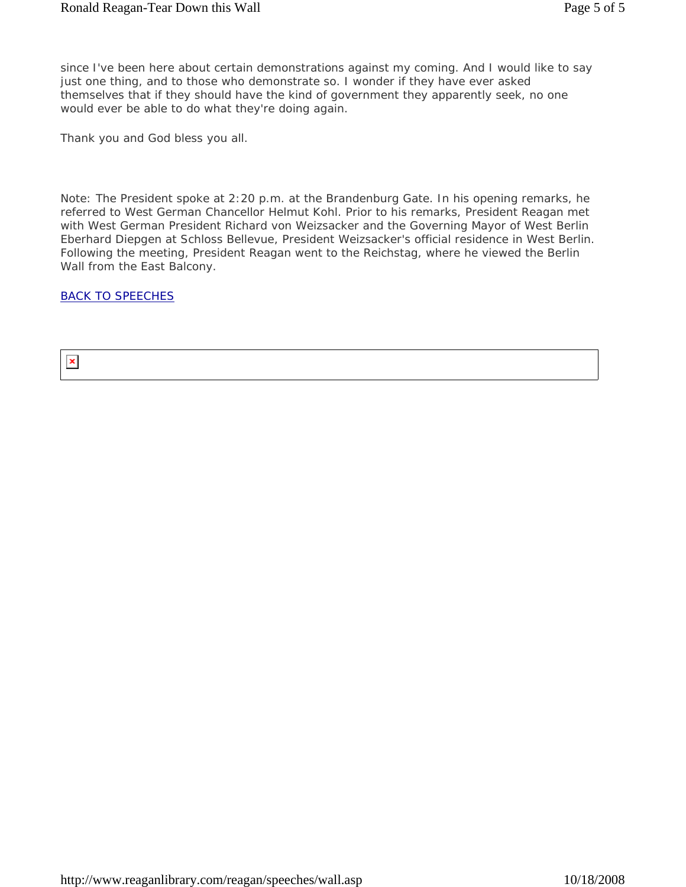since I've been here about certain demonstrations against my coming. And I would like to say just one thing, and to those who demonstrate so. I wonder if they have ever asked themselves that if they should have the kind of government they apparently seek, no one would ever be able to do what they're doing again.

Thank you and God bless you all.

Note: The President spoke at 2:20 p.m. at the Brandenburg Gate. In his opening remarks, he referred to West German Chancellor Helmut Kohl. Prior to his remarks, President Reagan met with West German President Richard von Weizsacker and the Governing Mayor of West Berlin Eberhard Diepgen at Schloss Bellevue, President Weizsacker's official residence in West Berlin. Following the meeting, President Reagan went to the Reichstag, where he viewed the Berlin Wall from the East Balcony.

BACK TO SPEECHES